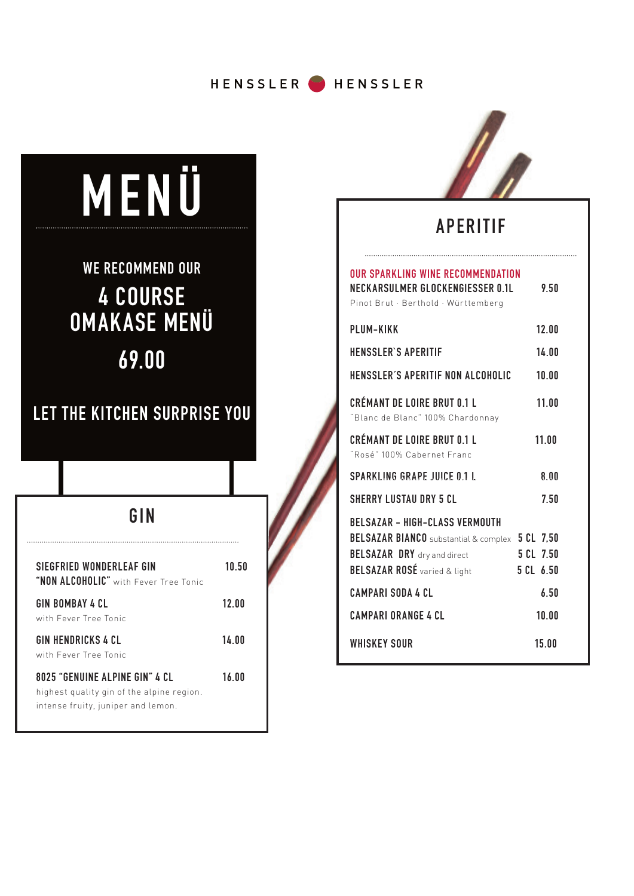HENSSLER HENSSLER

# MENÜ

WE RECOMMEND OUR

## 4 COURSE OMAKASE MENÜ

## 69.00

LET THE KITCHEN SURPRISE YOU

## GIN

| | |
|---|---|
| SIEGFRIED WONDERLEAF GIN **"NON ALCOHOLIC"** with Fever Tree Tonic | 10.50 |
| GIN BOMBAY 4 CL<br>with Fever Tree Tonic | 12.00 |
| GIN HENDRICKS 4 CL<br>with Fever Tree Tonic | 14.00 |
| 8025 "GENUINE ALPINE GIN" 4 CL<br>highest quality gin of the alpine region. intense fruity, juniper and lemon. | 16.00 |

## APERITIF

| | | |
|---|---|---|
| OUR SPARKLING WINE RECOMMENDATION<br>NECKARSULMER GLOCKENGIESSER 0.1L<br>Pinot Brut · Berthold · Württemberg | | 9.50 |
| PLUM-KIKK | | 12.00 |
| HENSSLER`S APERITIF | | 14.00 |
| HENSSLER´S APERITIF NON ALCOHOLIC | | 10.00 |
| CRÉMANT DE LOIRE BRUT 0.1 L<br>"Blanc de Blanc" 100% Chardonnay | | 11.00 |
| CRÉMANT DE LOIRE BRUT 0.1 L<br>"Rosé" 100% Cabernet Franc | | 11.00 |
| SPARKLING GRAPE JUICE 0.1 L | | 8.00 |
| SHERRY LUSTAU DRY 5 CL | | 7.50 |
| BELSAZAR - HIGH-CLASS VERMOUTH | | |
| BELSAZAR BIANCO substantial & complex | 5 CL | 7,50 |
| BELSAZAR DRY dry and direct | 5 CL | 7.50 |
| BELSAZAR ROSÉ varied & light | 5 CL | 6.50 |
| CAMPARI SODA 4 CL | | 6.50 |
| CAMPARI ORANGE 4 CL | | 10.00 |
| WHISKEY SOUR | | 15.00 |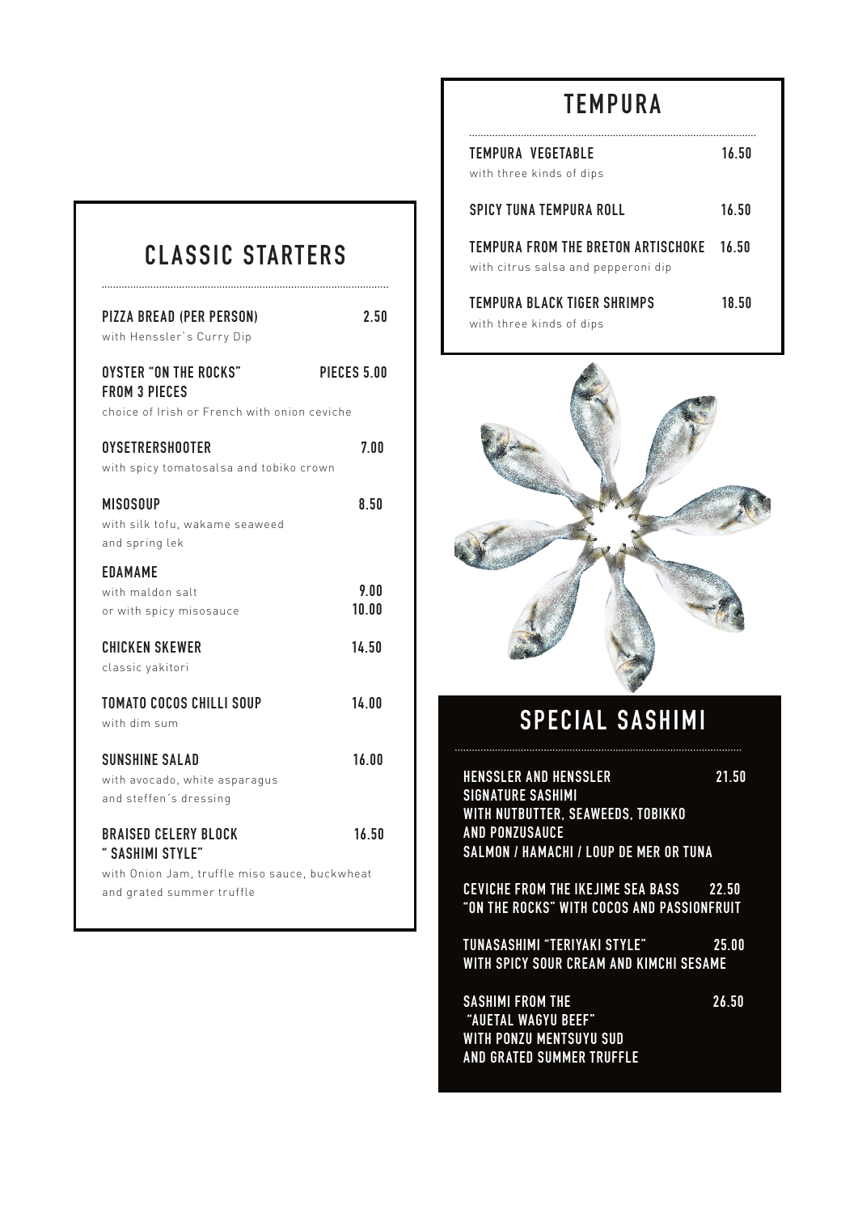## CLASSIC STARTERS

**PIZZA BREAD (PER PERSON)** 2.50
with Henssler`s Curry Dip

**OYSTER "ON THE ROCKS" FROM 3 PIECES** PIECES 5.00
choice of Irish or French with onion ceviche

**OYSETRERSHOOTER** 7.00
with spicy tomatosalsa and tobiko crown

**MISOSOUP** 8.50
with silk tofu, wakame seaweed and spring lek

**EDAMAME**
with maldon salt 9.00
or with spicy misosauce 10.00

**CHICKEN SKEWER** 14.50
classic yakitori

**TOMATO COCOS CHILLI SOUP** 14.00
with dim sum

**SUNSHINE SALAD** 16.00
with avocado, white asparagus and steffen´s dressing

**BRAISED CELERY BLOCK " SASHIMI STYLE"** 16.50
with Onion Jam, truffle miso sauce, buckwheat and grated summer truffle

## TEMPURA

**TEMPURA VEGETABLE** 16.50
with three kinds of dips

**SPICY TUNA TEMPURA ROLL** 16.50

**TEMPURA FROM THE BRETON ARTISCHOKE** 16.50
with citrus salsa and pepperoni dip

**TEMPURA BLACK TIGER SHRIMPS** 18.50
with three kinds of dips

## SPECIAL SASHIMI

**HENSSLER AND HENSSLER SIGNATURE SASHIMI** 21.50
**WITH NUTBUTTER, SEAWEEDS, TOBIKKO AND PONZUSAUCE**
**SALMON / HAMACHI / LOUP DE MER OR TUNA**

**CEVICHE FROM THE IKEJIME SEA BASS** 22.50
**"ON THE ROCKS" WITH COCOS AND PASSIONFRUIT**

**TUNASASHIMI "TERIYAKI STYLE"** 25.00
**WITH SPICY SOUR CREAM AND KIMCHI SESAME**

**SASHIMI FROM THE "AUETAL WAGYU BEEF"** 26.50
**WITH PONZU MENTSUYU SUD AND GRATED SUMMER TRUFFLE**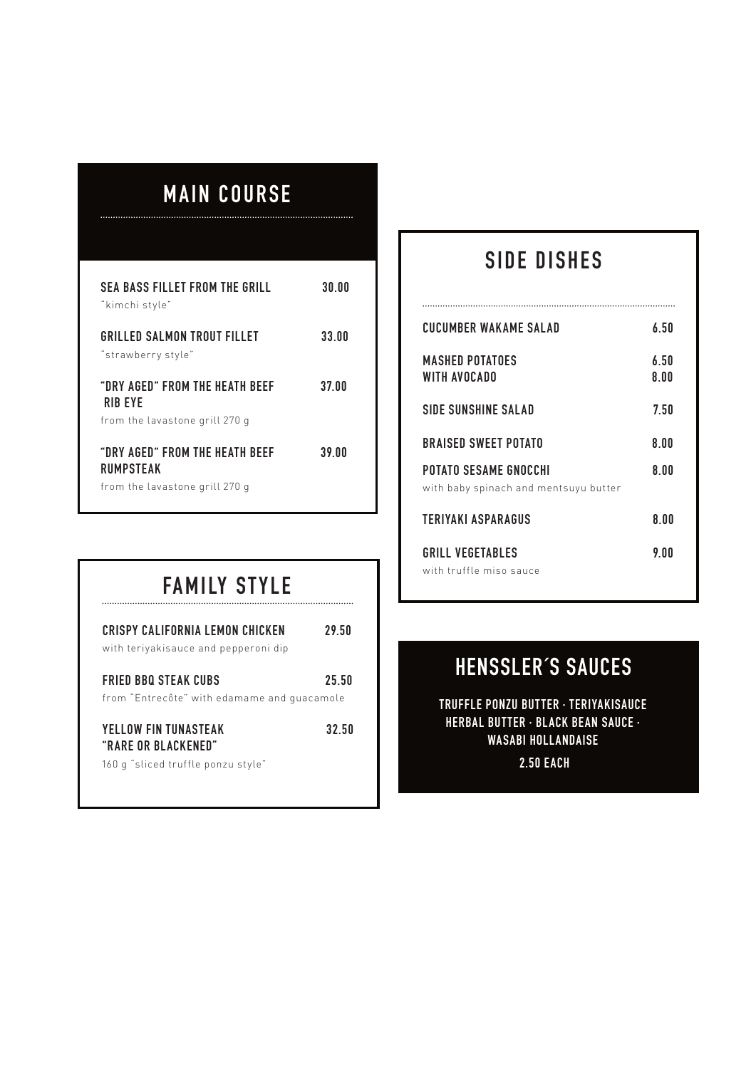## MAIN COURSE

**SEA BASS FILLET FROM THE GRILL** — **30.00**
"kimchi style"

**GRILLED SALMON TROUT FILLET** — **33.00**
"strawberry style"

**"DRY AGED" FROM THE HEATH BEEF RIB EYE** — **37.00**
from the lavastone grill 270 g

**"DRY AGED" FROM THE HEATH BEEF RUMPSTEAK** — **39.00**
from the lavastone grill 270 g

## FAMILY STYLE

**CRISPY CALIFORNIA LEMON CHICKEN** — **29.50**
with teriyakisauce and pepperoni dip

**FRIED BBQ STEAK CUBS** — **25.50**
from "Entrecôte" with edamame and guacamole

**YELLOW FIN TUNASTEAK "RARE OR BLACKENED"** — **32.50**
160 g "sliced truffle ponzu style"

## SIDE DISHES

**CUCUMBER WAKAME SALAD** — **6.50**

**MASHED POTATOES** — **6.50**
**WITH AVOCADO** — **8.00**

**SIDE SUNSHINE SALAD** — **7.50**

**BRAISED SWEET POTATO** — **8.00**

**POTATO SESAME GNOCCHI** — **8.00**
with baby spinach and mentsuyu butter

**TERIYAKI ASPARAGUS** — **8.00**

**GRILL VEGETABLES** — **9.00**
with truffle miso sauce

## HENSSLER´S SAUCES

**TRUFFLE PONZU BUTTER · TERIYAKISAUCE
HERBAL BUTTER · BLACK BEAN SAUCE ·
WASABI HOLLANDAISE**

**2.50 EACH**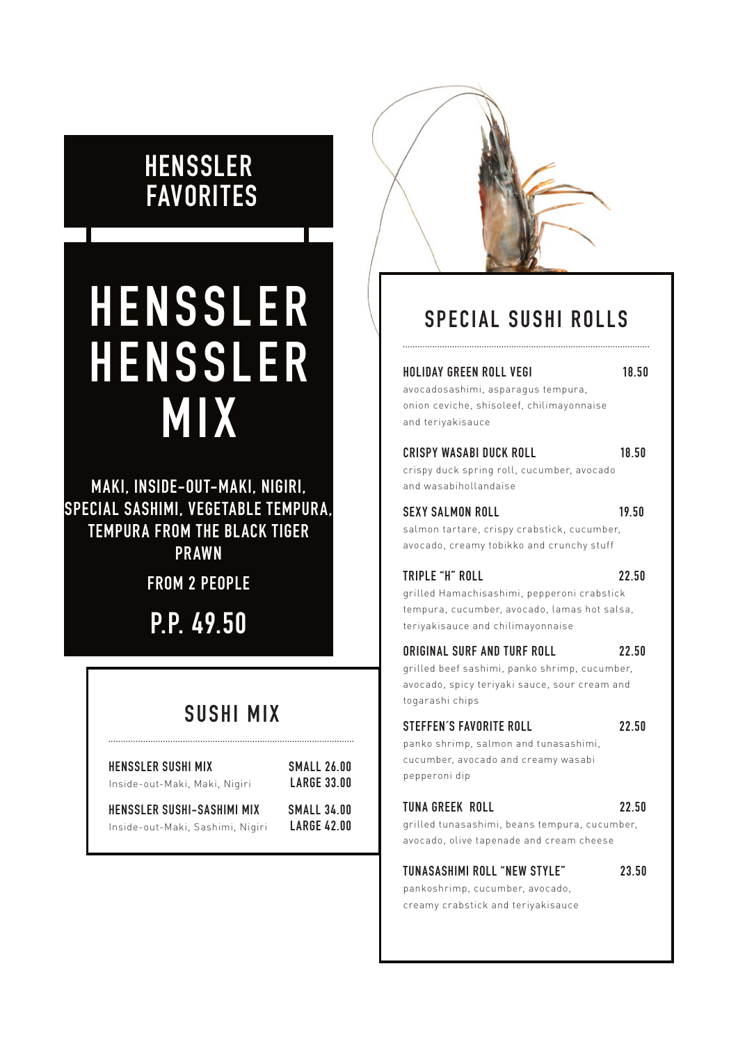# HENSSLER FAVORITES

## HENSSLER HENSSLER MIX

**MAKI, INSIDE-OUT-MAKI, NIGIRI, SPECIAL SASHIMI, VEGETABLE TEMPURA, TEMPURA FROM THE BLACK TIGER PRAWN**

**FROM 2 PEOPLE**

**P.P. 49.50**

## SUSHI MIX

**HENSSLER SUSHI MIX** — SMALL 26.00 / LARGE 33.00
Inside-out-Maki, Maki, Nigiri

**HENSSLER SUSHI-SASHIMI MIX** — SMALL 34.00 / LARGE 42.00
Inside-out-Maki, Sashimi, Nigiri

## SPECIAL SUSHI ROLLS

**HOLIDAY GREEN ROLL VEGI** — 18.50
avocadosashimi, asparagus tempura, onion ceviche, shisoleef, chilimayonnaise and teriyakisauce

**CRISPY WASABI DUCK ROLL** — 18.50
crispy duck spring roll, cucumber, avocado and wasabihollandaise

**SEXY SALMON ROLL** — 19.50
salmon tartare, crispy crabstick, cucumber, avocado, creamy tobikko and crunchy stuff

**TRIPLE "H" ROLL** — 22.50
grilled Hamachisashimi, pepperoni crabstick tempura, cucumber, avocado, lamas hot salsa, teriyakisauce and chilimayonnaise

**ORIGINAL SURF AND TURF ROLL** — 22.50
grilled beef sashimi, panko shrimp, cucumber, avocado, spicy teriyaki sauce, sour cream and togarashi chips

**STEFFEN´S FAVORITE ROLL** — 22.50
panko shrimp, salmon and tunasashimi, cucumber, avocado and creamy wasabi pepperoni dip

**TUNA GREEK ROLL** — 22.50
grilled tunasashimi, beans tempura, cucumber, avocado, olive tapenade and cream cheese

**TUNASASHIMI ROLL "NEW STYLE"** — 23.50
pankoshrimp, cucumber, avocado, creamy crabstick and teriyakisauce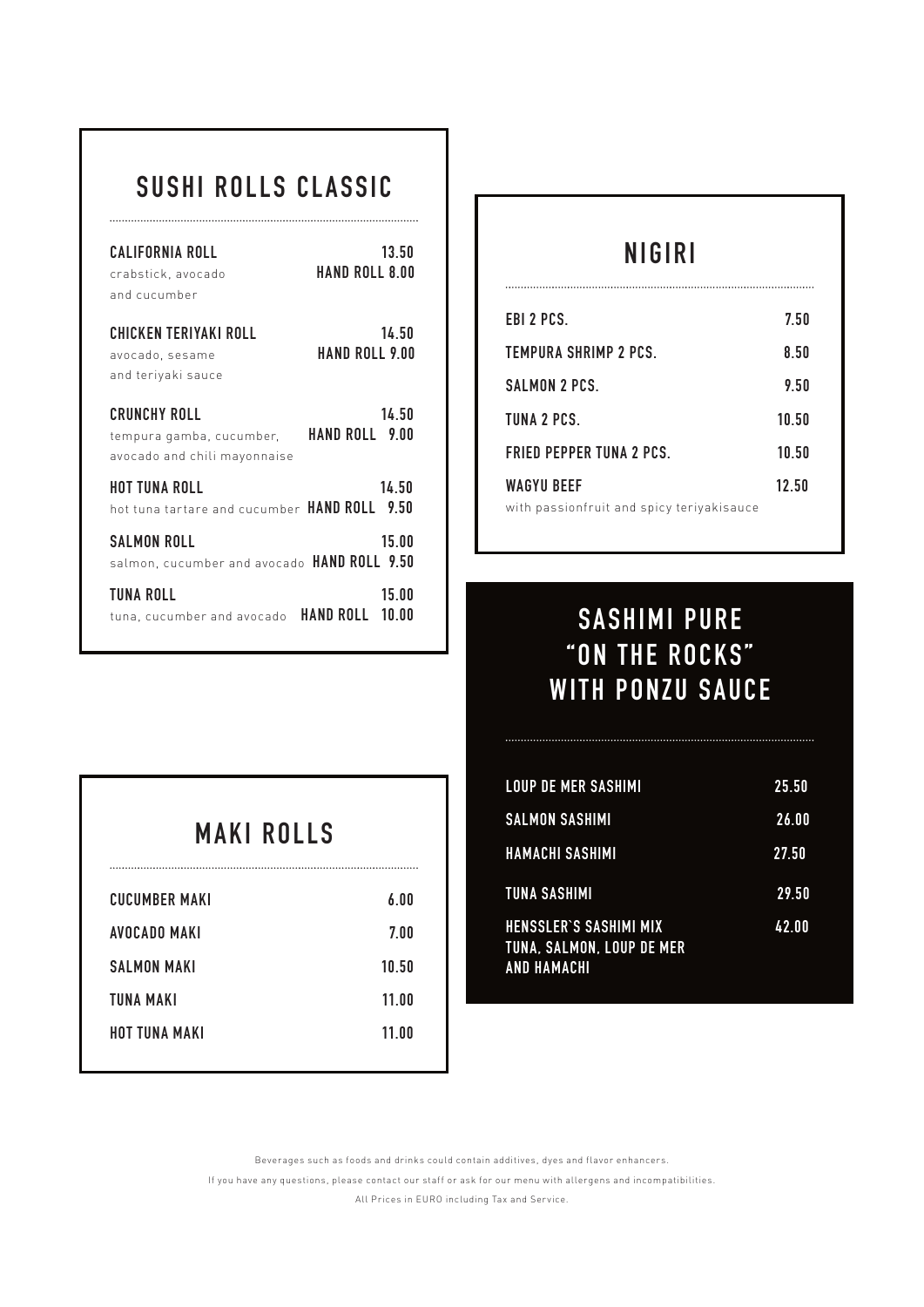## SUSHI ROLLS CLASSIC

**CALIFORNIA ROLL** — **13.50** / **HAND ROLL 8.00**
crabstick, avocado and cucumber

**CHICKEN TERIYAKI ROLL** — **14.50** / **HAND ROLL 9.00**
avocado, sesame and teriyaki sauce

**CRUNCHY ROLL** — **14.50** / **HAND ROLL 9.00**
tempura gamba, cucumber, avocado and chili mayonnaise

**HOT TUNA ROLL** — **14.50** / **HAND ROLL 9.50**
hot tuna tartare and cucumber

**SALMON ROLL** — **15.00** / **HAND ROLL 9.50**
salmon, cucumber and avocado

**TUNA ROLL** — **15.00** / **HAND ROLL 10.00**
tuna, cucumber and avocado

## MAKI ROLLS

| | |
|---|---|
| **CUCUMBER MAKI** | **6.00** |
| **AVOCADO MAKI** | **7.00** |
| **SALMON MAKI** | **10.50** |
| **TUNA MAKI** | **11.00** |
| **HOT TUNA MAKI** | **11.00** |

## NIGIRI

| | |
|---|---|
| **EBI 2 PCS.** | **7.50** |
| **TEMPURA SHRIMP 2 PCS.** | **8.50** |
| **SALMON 2 PCS.** | **9.50** |
| **TUNA 2 PCS.** | **10.50** |
| **FRIED PEPPER TUNA 2 PCS.** | **10.50** |
| **WAGYU BEEF** with passionfruit and spicy teriyakisauce | **12.50** |

## SASHIMI PURE "ON THE ROCKS" WITH PONZU SAUCE

| | |
|---|---|
| **LOUP DE MER SASHIMI** | **25.50** |
| **SALMON SASHIMI** | **26.00** |
| **HAMACHI SASHIMI** | **27.50** |
| **TUNA SASHIMI** | **29.50** |
| **HENSSLER`S SASHIMI MIX TUNA, SALMON, LOUP DE MER AND HAMACHI** | **42.00** |

Beverages such as foods and drinks could contain additives, dyes and flavor enhancers.

If you have any questions, please contact our staff or ask for our menu with allergens and incompatibilities.

All Prices in EURO including Tax and Service.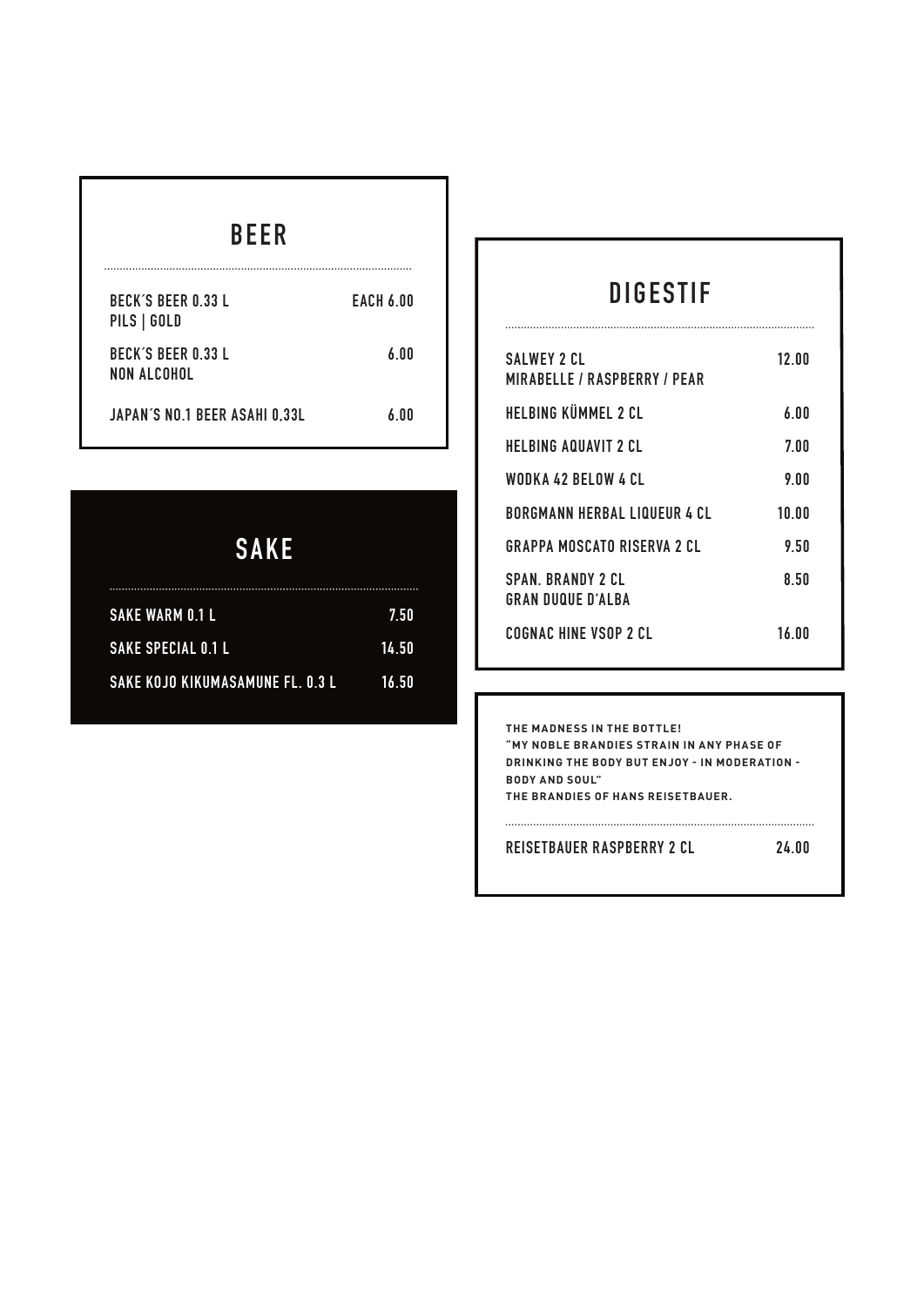## BEER

| | |
|---|---|
| BECK´S BEER 0.33 L<br>PILS \| GOLD | EACH 6.00 |
| BECK´S BEER 0.33 L<br>NON ALCOHOL | 6.00 |
| JAPAN´S NO.1 BEER ASAHI 0,33L | 6.00 |

## SAKE

| | |
|---|---|
| SAKE WARM 0.1 L | 7.50 |
| SAKE SPECIAL 0.1 L | 14.50 |
| SAKE KOJO KIKUMASAMUNE FL. 0.3 L | 16.50 |

## DIGESTIF

| | |
|---|---|
| SALWEY 2 CL<br>MIRABELLE / RASPBERRY / PEAR | 12.00 |
| HELBING KÜMMEL 2 CL | 6.00 |
| HELBING AQUAVIT 2 CL | 7.00 |
| WODKA 42 BELOW 4 CL | 9.00 |
| BORGMANN HERBAL LIQUEUR 4 CL | 10.00 |
| GRAPPA MOSCATO RISERVA 2 CL | 9.50 |
| SPAN. BRANDY 2 CL<br>GRAN DUQUE D'ALBA | 8.50 |
| COGNAC HINE VSOP 2 CL | 16.00 |

**THE MADNESS IN THE BOTTLE!**
**"MY NOBLE BRANDIES STRAIN IN ANY PHASE OF DRINKING THE BODY BUT ENJOY - IN MODERATION - BODY AND SOUL"**
**THE BRANDIES OF HANS REISETBAUER.**

| | |
|---|---|
| REISETBAUER RASPBERRY 2 CL | 24.00 |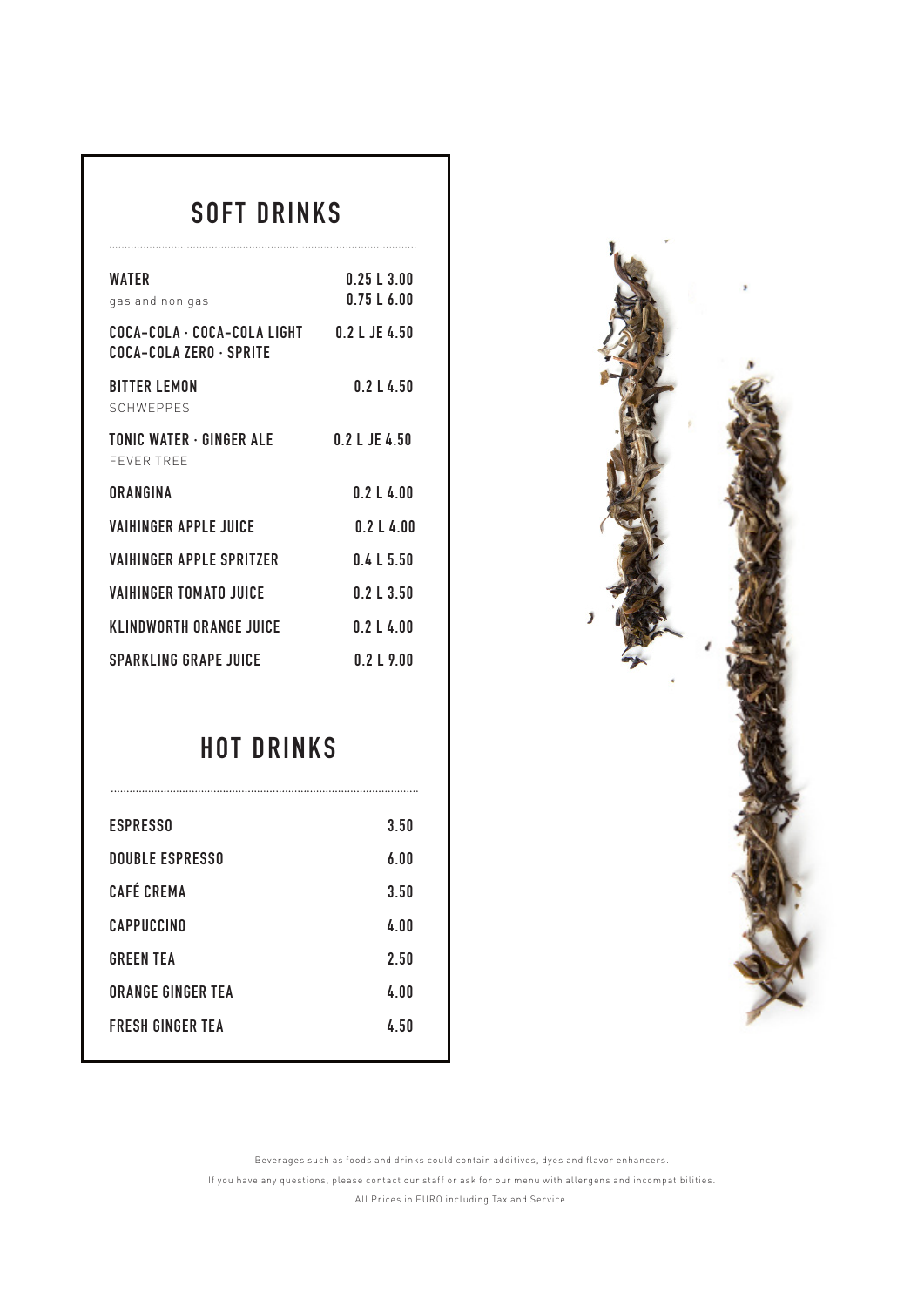## SOFT DRINKS

| | |
|---|---|
| **WATER**<br>gas and non gas | **0.25 L 3.00**<br>**0.75 L 6.00** |
| **COCA-COLA · COCA-COLA LIGHT**<br>**COCA-COLA ZERO · SPRITE** | **0.2 L JE 4.50** |
| **BITTER LEMON**<br>SCHWEPPES | **0.2 L 4.50** |
| **TONIC WATER · GINGER ALE**<br>FEVER TREE | **0.2 L JE 4.50** |
| **ORANGINA** | **0.2 L 4.00** |
| **VAIHINGER APPLE JUICE** | **0.2 L 4.00** |
| **VAIHINGER APPLE SPRITZER** | **0.4 L 5.50** |
| **VAIHINGER TOMATO JUICE** | **0.2 L 3.50** |
| **KLINDWORTH ORANGE JUICE** | **0.2 L 4.00** |
| **SPARKLING GRAPE JUICE** | **0.2 L 9.00** |

## HOT DRINKS

| | |
|---|---|
| **ESPRESSO** | **3.50** |
| **DOUBLE ESPRESSO** | **6.00** |
| **CAFÉ CREMA** | **3.50** |
| **CAPPUCCINO** | **4.00** |
| **GREEN TEA** | **2.50** |
| **ORANGE GINGER TEA** | **4.00** |
| **FRESH GINGER TEA** | **4.50** |

Beverages such as foods and drinks could contain additives, dyes and flavor enhancers.

If you have any questions, please contact our staff or ask for our menu with allergens and incompatibilities.

All Prices in EURO including Tax and Service.